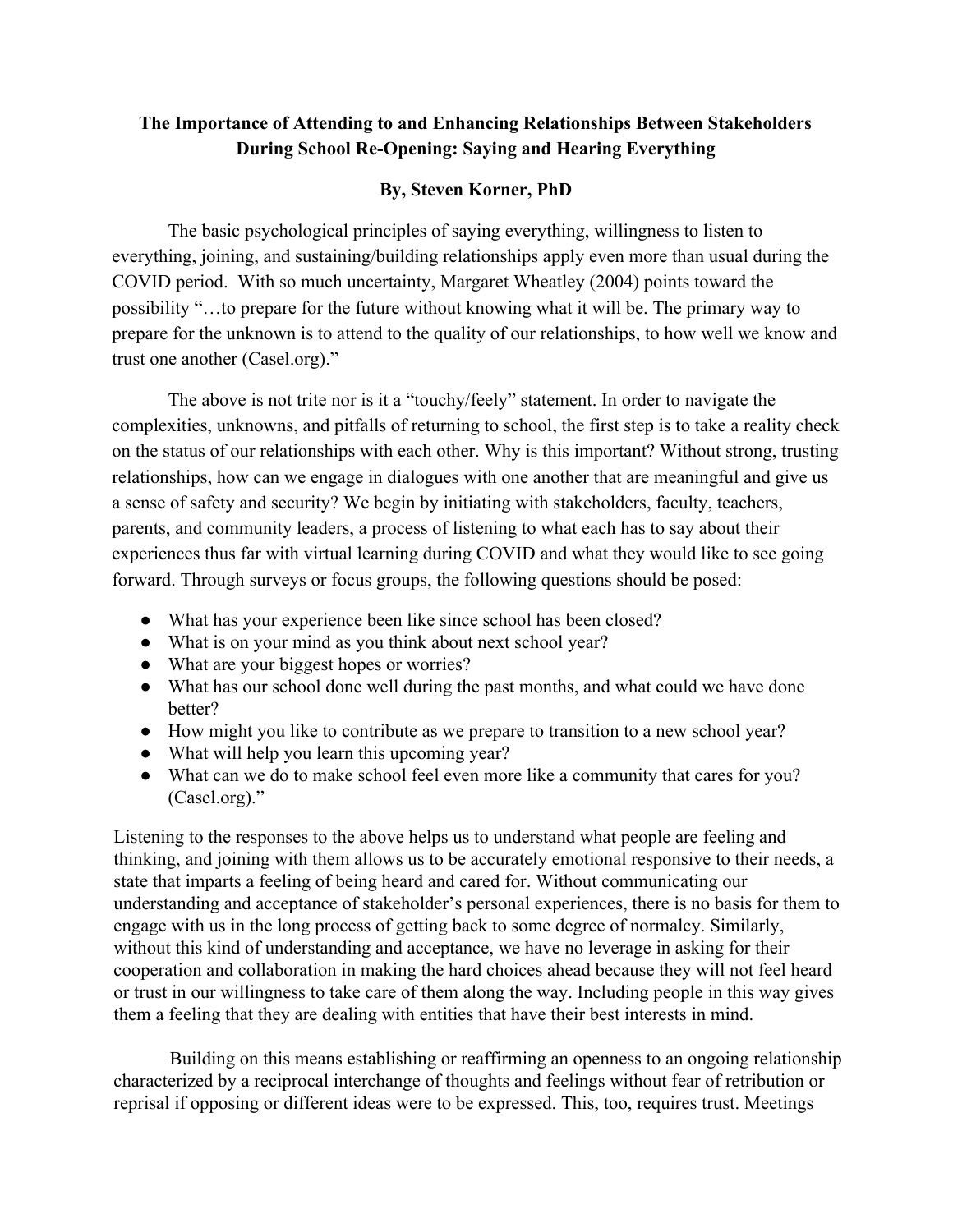# The Importance of Attending to and Enhancing Relationships Between Stakeholders During School Re-Opening: Saying and Hearing Everything

**By, Steven Korner, PhD**

The basic psychological principles of saying everything, willingness to listen to everything, joining, and sustaining/building relationships apply even more than usual during the COVID period. With so much uncertainty, Margaret Wheatley (2004) points toward the possibility "…to prepare for the future without knowing what it will be. The primary way to prepare for the unknown is to attend to the quality of our relationships, to how well we know and trust one another (Casel.org)."

The above is not trite nor is it a "touchy/feely" statement. In order to navigate the complexities, unknowns, and pitfalls of returning to school, the first step is to take a reality check on the status of our relationships with each other. Why is this important? Without strong, trusting relationships, how can we engage in dialogues with one another that are meaningful and give us a sense of safety and security? We begin by initiating with stakeholders, faculty, teachers, parents, and community leaders, a process of listening to what each has to say about their experiences thus far with virtual learning during COVID and what they would like to see going forward. Through surveys or focus groups, the following questions should be posed:

- What has your experience been like since school has been closed?
- What is on your mind as you think about next school year?
- What are your biggest hopes or worries?
- What has our school done well during the past months, and what could we have done better?
- How might you like to contribute as we prepare to transition to a new school year?
- What will help you learn this upcoming year?
- What can we do to make school feel even more like a community that cares for you? (Casel.org)."

Listening to the responses to the above helps us to understand what people are feeling and thinking, and joining with them allows us to be accurately emotional responsive to their needs, a state that imparts a feeling of being heard and cared for. Without communicating our understanding and acceptance of stakeholder's personal experiences, there is no basis for them to engage with us in the long process of getting back to some degree of normalcy. Similarly, without this kind of understanding and acceptance, we have no leverage in asking for their cooperation and collaboration in making the hard choices ahead because they will not feel heard or trust in our willingness to take care of them along the way. Including people in this way gives them a feeling that they are dealing with entities that have their best interests in mind.

Building on this means establishing or reaffirming an openness to an ongoing relationship characterized by a reciprocal interchange of thoughts and feelings without fear of retribution or reprisal if opposing or different ideas were to be expressed. This, too, requires trust. Meetings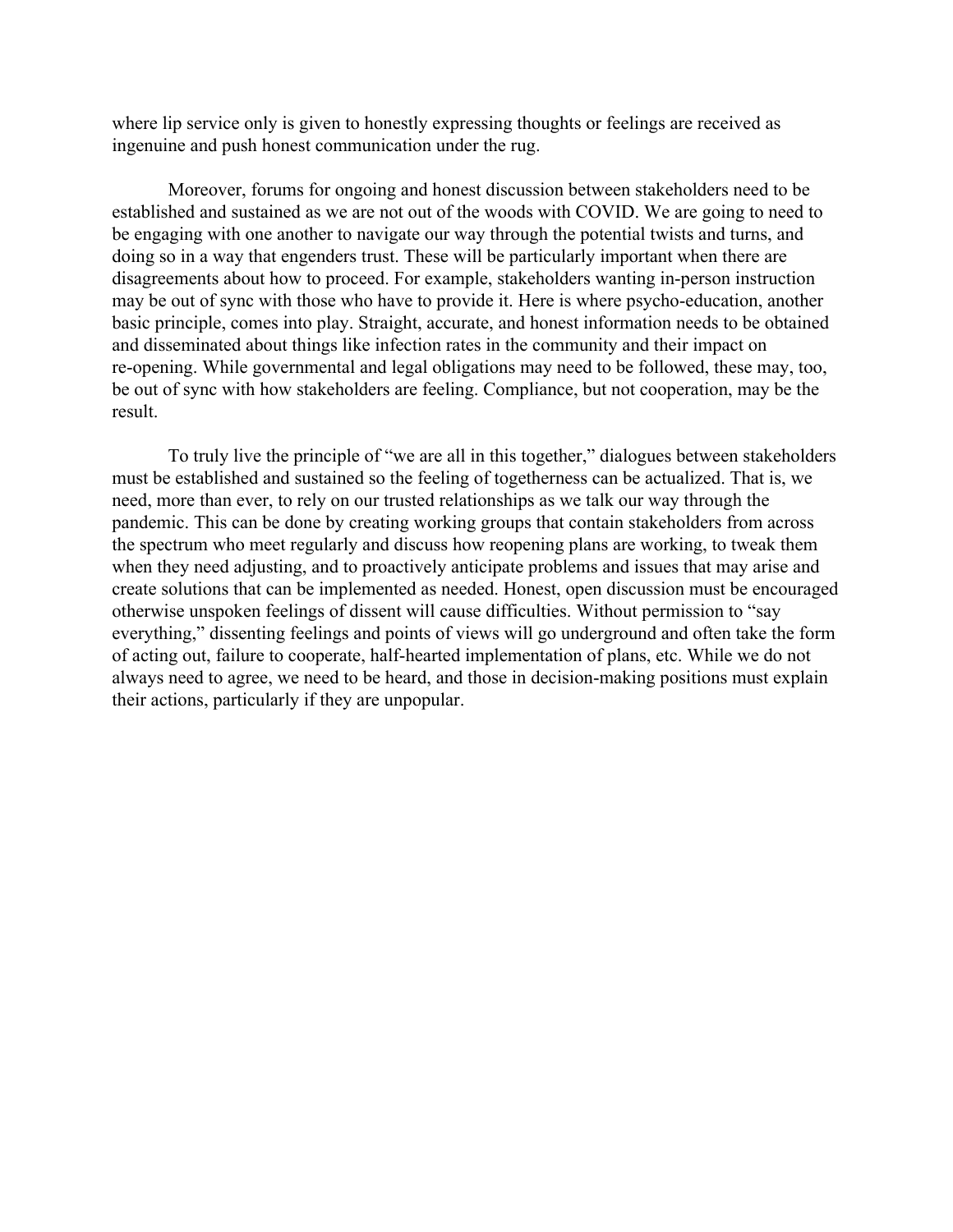where lip service only is given to honestly expressing thoughts or feelings are received as ingenuine and push honest communication under the rug.

Moreover, forums for ongoing and honest discussion between stakeholders need to be established and sustained as we are not out of the woods with COVID. We are going to need to be engaging with one another to navigate our way through the potential twists and turns, and doing so in a way that engenders trust. These will be particularly important when there are disagreements about how to proceed. For example, stakeholders wanting in-person instruction may be out of sync with those who have to provide it. Here is where psycho-education, another basic principle, comes into play. Straight, accurate, and honest information needs to be obtained and disseminated about things like infection rates in the community and their impact on re-opening. While governmental and legal obligations may need to be followed, these may, too, be out of sync with how stakeholders are feeling. Compliance, but not cooperation, may be the result.

To truly live the principle of "we are all in this together," dialogues between stakeholders must be established and sustained so the feeling of togetherness can be actualized. That is, we need, more than ever, to rely on our trusted relationships as we talk our way through the pandemic. This can be done by creating working groups that contain stakeholders from across the spectrum who meet regularly and discuss how reopening plans are working, to tweak them when they need adjusting, and to proactively anticipate problems and issues that may arise and create solutions that can be implemented as needed. Honest, open discussion must be encouraged otherwise unspoken feelings of dissent will cause difficulties. Without permission to "say everything," dissenting feelings and points of views will go underground and often take the form of acting out, failure to cooperate, half-hearted implementation of plans, etc. While we do not always need to agree, we need to be heard, and those in decision-making positions must explain their actions, particularly if they are unpopular.